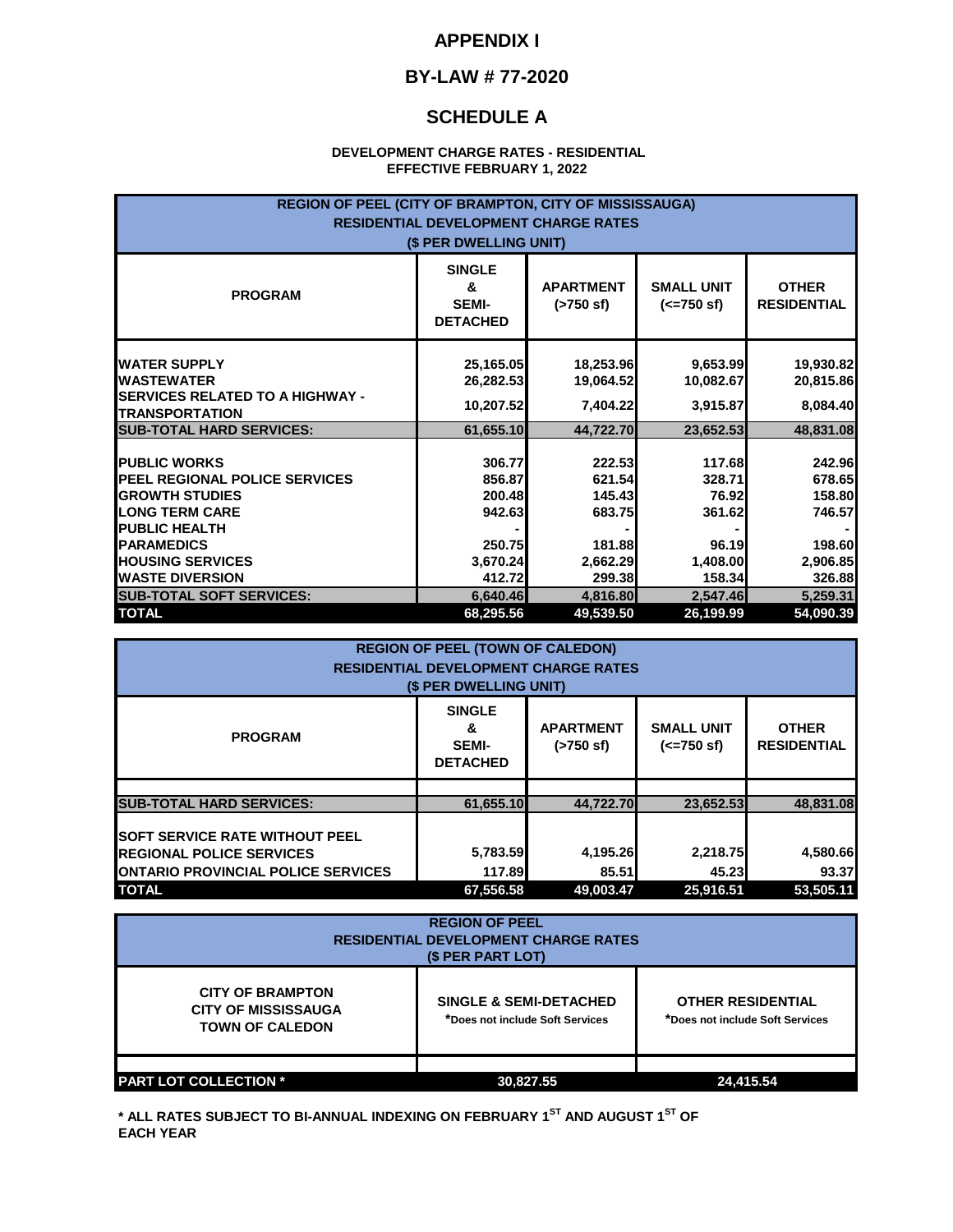# APPENDIX I

## BY-LAW # 77-2020

## SCHEDULE A

**DEVELOPMENT CHARGE RATES - RESIDENTIAL**
**EFFECTIVE FEBRUARY 1, 2022**

| REGION OF PEEL (CITY OF BRAMPTON, CITY OF MISSISSAUGA) RESIDENTIAL DEVELOPMENT CHARGE RATES ($ PER DWELLING UNIT) | | | | |
|---|---|---|---|---|
| **PROGRAM** | **SINGLE & SEMI-DETACHED** | **APARTMENT (>750 sf)** | **SMALL UNIT (<=750 sf)** | **OTHER RESIDENTIAL** |
| WATER SUPPLY | 25,165.05 | 18,253.96 | 9,653.99 | 19,930.82 |
| WASTEWATER | 26,282.53 | 19,064.52 | 10,082.67 | 20,815.86 |
| SERVICES RELATED TO A HIGHWAY - TRANSPORTATION | 10,207.52 | 7,404.22 | 3,915.87 | 8,084.40 |
| **SUB-TOTAL HARD SERVICES:** | **61,655.10** | **44,722.70** | **23,652.53** | **48,831.08** |
| PUBLIC WORKS | 306.77 | 222.53 | 117.68 | 242.96 |
| PEEL REGIONAL POLICE SERVICES | 856.87 | 621.54 | 328.71 | 678.65 |
| GROWTH STUDIES | 200.48 | 145.43 | 76.92 | 158.80 |
| LONG TERM CARE | 942.63 | 683.75 | 361.62 | 746.57 |
| PUBLIC HEALTH | - | - | - | - |
| PARAMEDICS | 250.75 | 181.88 | 96.19 | 198.60 |
| HOUSING SERVICES | 3,670.24 | 2,662.29 | 1,408.00 | 2,906.85 |
| WASTE DIVERSION | 412.72 | 299.38 | 158.34 | 326.88 |
| **SUB-TOTAL SOFT SERVICES:** | **6,640.46** | **4,816.80** | **2,547.46** | **5,259.31** |
| **TOTAL** | **68,295.56** | **49,539.50** | **26,199.99** | **54,090.39** |

| REGION OF PEEL (TOWN OF CALEDON) RESIDENTIAL DEVELOPMENT CHARGE RATES ($ PER DWELLING UNIT) | | | | |
|---|---|---|---|---|
| **PROGRAM** | **SINGLE & SEMI-DETACHED** | **APARTMENT (>750 sf)** | **SMALL UNIT (<=750 sf)** | **OTHER RESIDENTIAL** |
| **SUB-TOTAL HARD SERVICES:** | **61,655.10** | **44,722.70** | **23,652.53** | **48,831.08** |
| SOFT SERVICE RATE WITHOUT PEEL REGIONAL POLICE SERVICES | 5,783.59 | 4,195.26 | 2,218.75 | 4,580.66 |
| ONTARIO PROVINCIAL POLICE SERVICES | 117.89 | 85.51 | 45.23 | 93.37 |
| **TOTAL** | **67,556.58** | **49,003.47** | **25,916.51** | **53,505.11** |

| REGION OF PEEL RESIDENTIAL DEVELOPMENT CHARGE RATES ($ PER PART LOT) | | |
|---|---|---|
| **CITY OF BRAMPTON CITY OF MISSISSAUGA TOWN OF CALEDON** | **SINGLE & SEMI-DETACHED** *Does not include Soft Services | **OTHER RESIDENTIAL** *Does not include Soft Services |
| **PART LOT COLLECTION *** | **30,827.55** | **24,415.54** |

**\* ALL RATES SUBJECT TO BI-ANNUAL INDEXING ON FEBRUARY 1ST AND AUGUST 1ST OF EACH YEAR**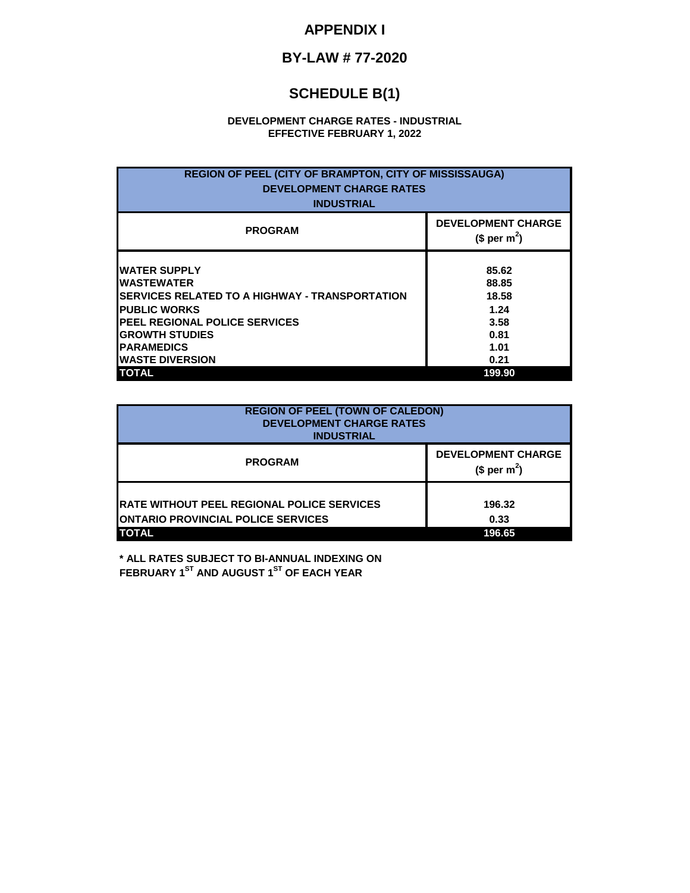# APPENDIX I

## BY-LAW # 77-2020

## SCHEDULE B(1)

**DEVELOPMENT CHARGE RATES - INDUSTRIAL**
**EFFECTIVE FEBRUARY 1, 2022**

| REGION OF PEEL (CITY OF BRAMPTON, CITY OF MISSISSAUGA) DEVELOPMENT CHARGE RATES INDUSTRIAL | |
|---|---|
| **PROGRAM** | **DEVELOPMENT CHARGE ($ per $m^2$)** |
| WATER SUPPLY | 85.62 |
| WASTEWATER | 88.85 |
| SERVICES RELATED TO A HIGHWAY - TRANSPORTATION | 18.58 |
| PUBLIC WORKS | 1.24 |
| PEEL REGIONAL POLICE SERVICES | 3.58 |
| GROWTH STUDIES | 0.81 |
| PARAMEDICS | 1.01 |
| WASTE DIVERSION | 0.21 |
| **TOTAL** | **199.90** |

| REGION OF PEEL (TOWN OF CALEDON) DEVELOPMENT CHARGE RATES INDUSTRIAL | |
|---|---|
| **PROGRAM** | **DEVELOPMENT CHARGE ($ per $m^2$)** |
| RATE WITHOUT PEEL REGIONAL POLICE SERVICES | 196.32 |
| ONTARIO PROVINCIAL POLICE SERVICES | 0.33 |
| **TOTAL** | **196.65** |

**\* ALL RATES SUBJECT TO BI-ANNUAL INDEXING ON FEBRUARY 1ST AND AUGUST 1ST OF EACH YEAR**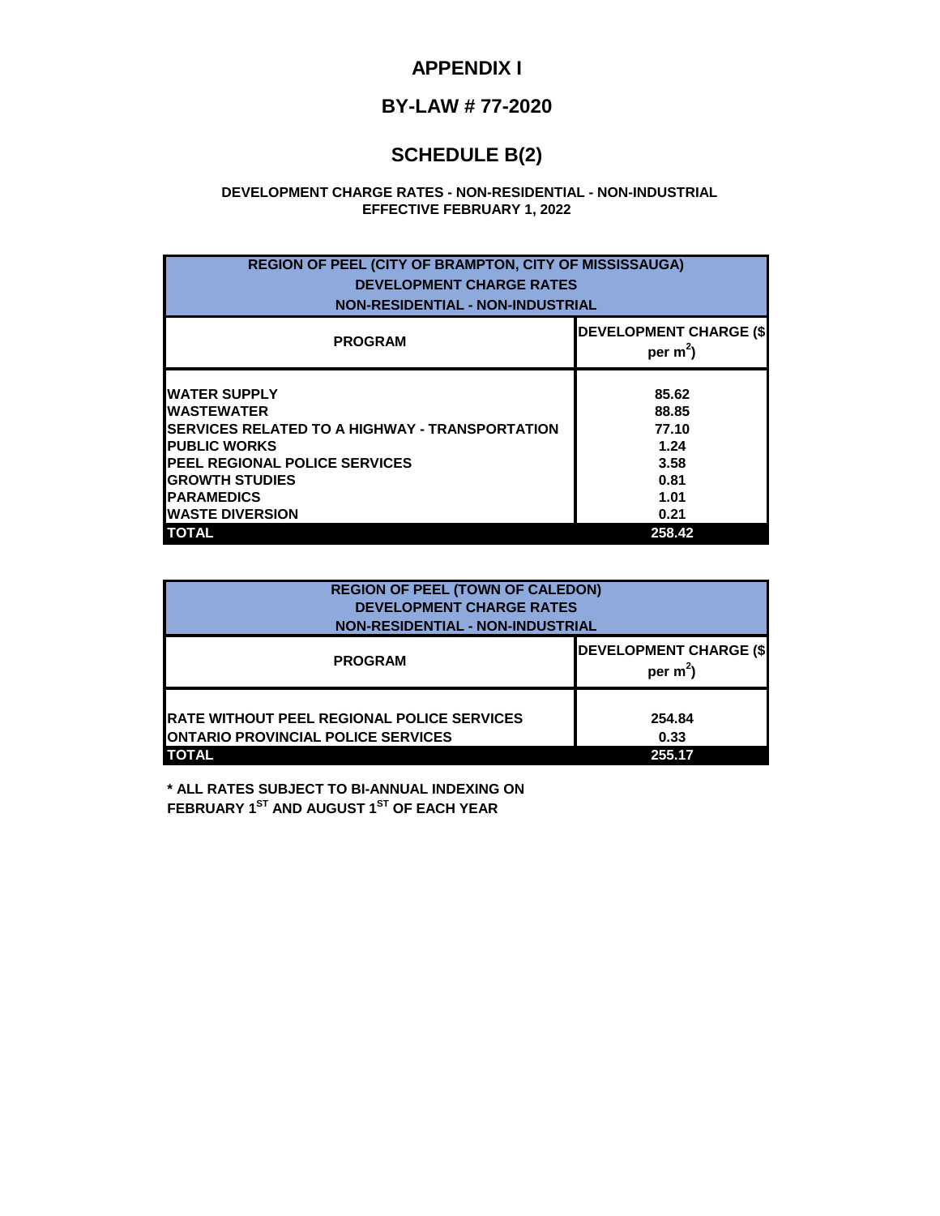# APPENDIX I

## BY-LAW # 77-2020

## SCHEDULE B(2)

**DEVELOPMENT CHARGE RATES - NON-RESIDENTIAL - NON-INDUSTRIAL**
**EFFECTIVE FEBRUARY 1, 2022**

| REGION OF PEEL (CITY OF BRAMPTON, CITY OF MISSISSAUGA) DEVELOPMENT CHARGE RATES NON-RESIDENTIAL - NON-INDUSTRIAL | |
|---|---|
| **PROGRAM** | **DEVELOPMENT CHARGE ($ per $m^2$)** |
| WATER SUPPLY | 85.62 |
| WASTEWATER | 88.85 |
| SERVICES RELATED TO A HIGHWAY - TRANSPORTATION | 77.10 |
| PUBLIC WORKS | 1.24 |
| PEEL REGIONAL POLICE SERVICES | 3.58 |
| GROWTH STUDIES | 0.81 |
| PARAMEDICS | 1.01 |
| WASTE DIVERSION | 0.21 |
| **TOTAL** | **258.42** |

| REGION OF PEEL (TOWN OF CALEDON) DEVELOPMENT CHARGE RATES NON-RESIDENTIAL - NON-INDUSTRIAL | |
|---|---|
| **PROGRAM** | **DEVELOPMENT CHARGE ($ per $m^2$)** |
| RATE WITHOUT PEEL REGIONAL POLICE SERVICES | 254.84 |
| ONTARIO PROVINCIAL POLICE SERVICES | 0.33 |
| **TOTAL** | **255.17** |

**\* ALL RATES SUBJECT TO BI-ANNUAL INDEXING ON FEBRUARY 1ST AND AUGUST 1ST OF EACH YEAR**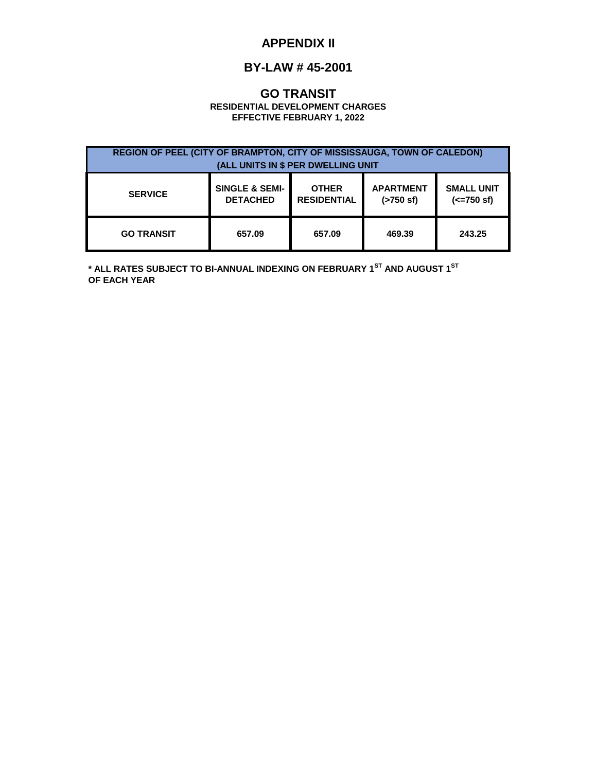# APPENDIX II

## BY-LAW # 45-2001

## GO TRANSIT

**RESIDENTIAL DEVELOPMENT CHARGES**
**EFFECTIVE FEBRUARY 1, 2022**

| REGION OF PEEL (CITY OF BRAMPTON, CITY OF MISSISSAUGA, TOWN OF CALEDON) (ALL UNITS IN $ PER DWELLING UNIT | | | | |
|---|---|---|---|---|
| **SERVICE** | **SINGLE & SEMI-DETACHED** | **OTHER RESIDENTIAL** | **APARTMENT (>750 sf)** | **SMALL UNIT (<=750 sf)** |
| **GO TRANSIT** | **657.09** | **657.09** | **469.39** | **243.25** |

**\* ALL RATES SUBJECT TO BI-ANNUAL INDEXING ON FEBRUARY 1ST AND AUGUST 1ST OF EACH YEAR**